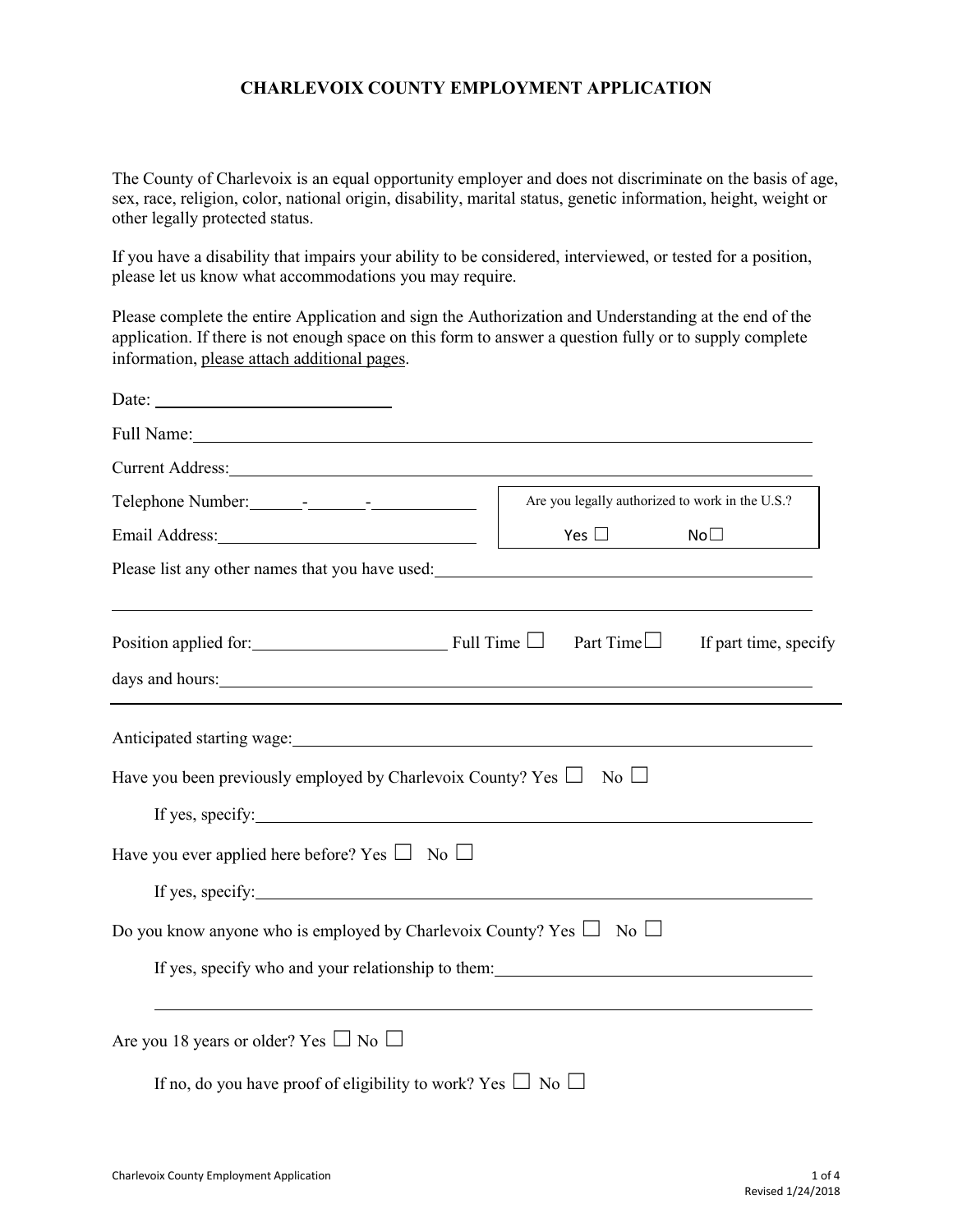# CHARLEVOIX COUNTY EMPLOYMENT APPLICATION

The County of Charlevoix is an equal opportunity employer and does not discriminate on the basis of age, sex, race, religion, color, national origin, disability, marital status, genetic information, height, weight or other legally protected status.

If you have a disability that impairs your ability to be considered, interviewed, or tested for a position, please let us know what accommodations you may require.

Please complete the entire Application and sign the Authorization and Understanding at the end of the application. If there is not enough space on this form to answer a question fully or to supply complete information, please attach additional pages.

Date: ______________________

Full Name: ______________________________________________

Current Address: ______________________________________________

Telephone Number: _____-_____-__________

Email Address: ______________________

Are you legally authorized to work in the U.S.?

Yes ☐ No☐

Please list any other names that you have used: ______________________________________________

______________________________________________

Position applied for: ____________________ Full Time ☐ Part Time☐ If part time, specify days and hours: ______________________________________________

---

Anticipated starting wage: ______________________________________________

Have you been previously employed by Charlevoix County? Yes ☐ No ☐

If yes, specify: ______________________________________________

Have you ever applied here before? Yes ☐ No ☐

If yes, specify: ______________________________________________

Do you know anyone who is employed by Charlevoix County? Yes ☐ No ☐

If yes, specify who and your relationship to them: ______________________________

______________________________________________

Are you 18 years or older? Yes ☐ No ☐

If no, do you have proof of eligibility to work? Yes ☐ No ☐

Revised 1/24/2018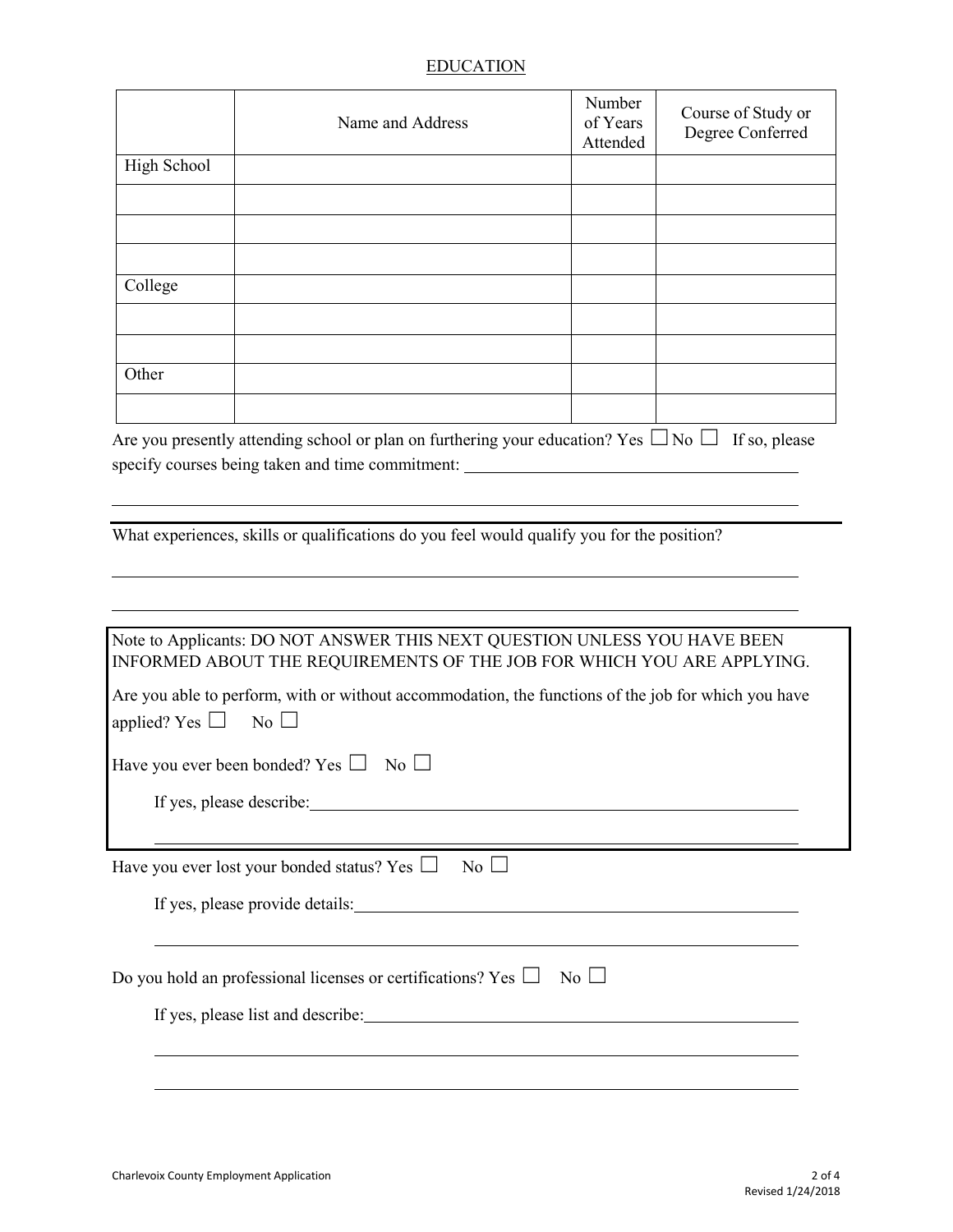## EDUCATION

| | Name and Address | Number of Years Attended | Course of Study or Degree Conferred |
|---|---|---|---|
| High School | | | |
| | | | |
| | | | |
| | | | |
| College | | | |
| | | | |
| | | | |
| Other | | | |
| | | | |

Are you presently attending school or plan on furthering your education? Yes ☐ No ☐ If so, please specify courses being taken and time commitment: \_\_\_\_\_\_\_\_\_\_\_\_\_\_\_\_\_\_\_\_\_\_\_\_\_\_\_\_\_\_\_\_\_\_\_\_\_\_\_\_

\_\_\_\_\_\_\_\_\_\_\_\_\_\_\_\_\_\_\_\_\_\_\_\_\_\_\_\_\_\_\_\_\_\_\_\_\_\_\_\_\_\_\_\_\_\_\_\_\_\_\_\_\_\_\_\_\_\_\_\_\_\_\_\_\_\_\_\_\_\_\_\_\_\_\_\_\_\_

---

What experiences, skills or qualifications do you feel would qualify you for the position?

\_\_\_\_\_\_\_\_\_\_\_\_\_\_\_\_\_\_\_\_\_\_\_\_\_\_\_\_\_\_\_\_\_\_\_\_\_\_\_\_\_\_\_\_\_\_\_\_\_\_\_\_\_\_\_\_\_\_\_\_\_\_\_\_\_\_\_\_\_\_\_\_\_\_\_\_\_\_

\_\_\_\_\_\_\_\_\_\_\_\_\_\_\_\_\_\_\_\_\_\_\_\_\_\_\_\_\_\_\_\_\_\_\_\_\_\_\_\_\_\_\_\_\_\_\_\_\_\_\_\_\_\_\_\_\_\_\_\_\_\_\_\_\_\_\_\_\_\_\_\_\_\_\_\_\_\_

Note to Applicants: DO NOT ANSWER THIS NEXT QUESTION UNLESS YOU HAVE BEEN INFORMED ABOUT THE REQUIREMENTS OF THE JOB FOR WHICH YOU ARE APPLYING.

Are you able to perform, with or without accommodation, the functions of the job for which you have applied? Yes ☐ No ☐

Have you ever been bonded? Yes ☐ No ☐

If yes, please describe: \_\_\_\_\_\_\_\_\_\_\_\_\_\_\_\_\_\_\_\_\_\_\_\_\_\_\_\_\_\_\_\_\_\_\_\_\_\_\_\_\_\_\_\_\_\_\_\_\_\_\_\_\_\_\_\_\_\_

\_\_\_\_\_\_\_\_\_\_\_\_\_\_\_\_\_\_\_\_\_\_\_\_\_\_\_\_\_\_\_\_\_\_\_\_\_\_\_\_\_\_\_\_\_\_\_\_\_\_\_\_\_\_\_\_\_\_\_\_\_\_\_\_\_\_\_\_\_\_\_\_

Have you ever lost your bonded status? Yes ☐ No ☐

If yes, please provide details: \_\_\_\_\_\_\_\_\_\_\_\_\_\_\_\_\_\_\_\_\_\_\_\_\_\_\_\_\_\_\_\_\_\_\_\_\_\_\_\_\_\_\_\_\_\_\_\_\_\_\_\_

\_\_\_\_\_\_\_\_\_\_\_\_\_\_\_\_\_\_\_\_\_\_\_\_\_\_\_\_\_\_\_\_\_\_\_\_\_\_\_\_\_\_\_\_\_\_\_\_\_\_\_\_\_\_\_\_\_\_\_\_\_\_\_\_\_\_\_\_\_\_\_\_

Do you hold an professional licenses or certifications? Yes ☐ No ☐

If yes, please list and describe: \_\_\_\_\_\_\_\_\_\_\_\_\_\_\_\_\_\_\_\_\_\_\_\_\_\_\_\_\_\_\_\_\_\_\_\_\_\_\_\_\_\_\_\_\_\_\_\_\_\_\_

\_\_\_\_\_\_\_\_\_\_\_\_\_\_\_\_\_\_\_\_\_\_\_\_\_\_\_\_\_\_\_\_\_\_\_\_\_\_\_\_\_\_\_\_\_\_\_\_\_\_\_\_\_\_\_\_\_\_\_\_\_\_\_\_\_\_\_\_\_\_\_\_

\_\_\_\_\_\_\_\_\_\_\_\_\_\_\_\_\_\_\_\_\_\_\_\_\_\_\_\_\_\_\_\_\_\_\_\_\_\_\_\_\_\_\_\_\_\_\_\_\_\_\_\_\_\_\_\_\_\_\_\_\_\_\_\_\_\_\_\_\_\_\_\_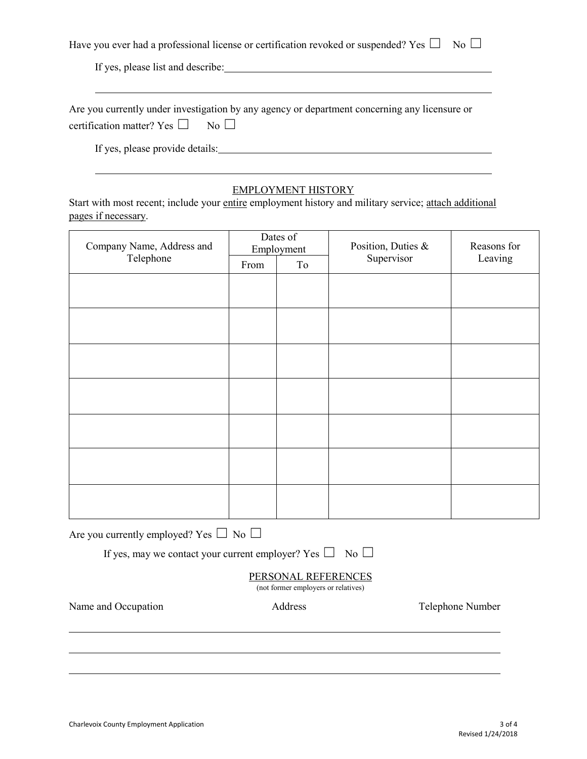Have you ever had a professional license or certification revoked or suspended? Yes ☐ No ☐

If yes, please list and describe: ______________________________________________

______________________________________________________________________

Are you currently under investigation by any agency or department concerning any licensure or certification matter? Yes ☐ No ☐

If yes, please provide details: ______________________________________________

______________________________________________________________________

## EMPLOYMENT HISTORY

Start with most recent; include your entire employment history and military service; attach additional pages if necessary.

| Company Name, Address and Telephone | Dates of Employment | | Position, Duties & Supervisor | Reasons for Leaving |
|---|---|---|---|---|
| | From | To | | |
| | | | | |
| | | | | |
| | | | | |
| | | | | |
| | | | | |
| | | | | |
| | | | | |

Are you currently employed? Yes ☐ No ☐

If yes, may we contact your current employer? Yes ☐ No ☐

## PERSONAL REFERENCES

(not former employers or relatives)

| Name and Occupation | Address | Telephone Number |
|---|---|---|
| | | |
| | | |
| | | |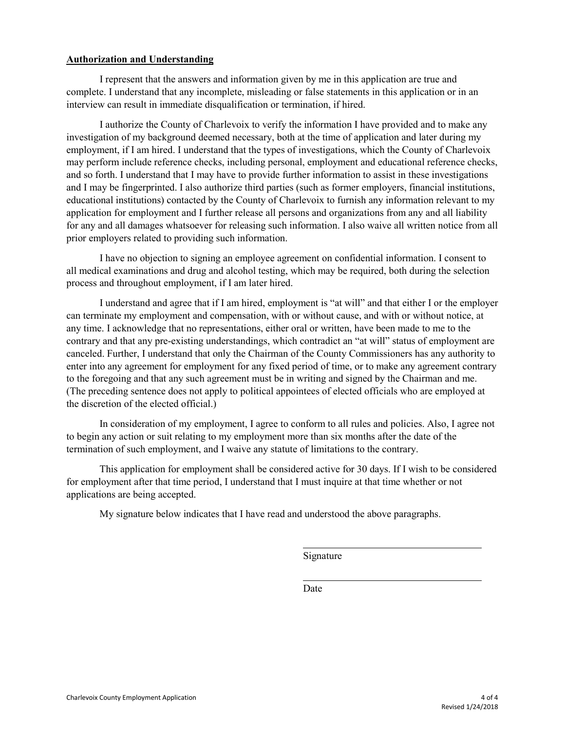## **Authorization and Understanding**

I represent that the answers and information given by me in this application are true and complete. I understand that any incomplete, misleading or false statements in this application or in an interview can result in immediate disqualification or termination, if hired.

I authorize the County of Charlevoix to verify the information I have provided and to make any investigation of my background deemed necessary, both at the time of application and later during my employment, if I am hired. I understand that the types of investigations, which the County of Charlevoix may perform include reference checks, including personal, employment and educational reference checks, and so forth. I understand that I may have to provide further information to assist in these investigations and I may be fingerprinted. I also authorize third parties (such as former employers, financial institutions, educational institutions) contacted by the County of Charlevoix to furnish any information relevant to my application for employment and I further release all persons and organizations from any and all liability for any and all damages whatsoever for releasing such information. I also waive all written notice from all prior employers related to providing such information.

I have no objection to signing an employee agreement on confidential information. I consent to all medical examinations and drug and alcohol testing, which may be required, both during the selection process and throughout employment, if I am later hired.

I understand and agree that if I am hired, employment is "at will" and that either I or the employer can terminate my employment and compensation, with or without cause, and with or without notice, at any time. I acknowledge that no representations, either oral or written, have been made to me to the contrary and that any pre-existing understandings, which contradict an "at will" status of employment are canceled. Further, I understand that only the Chairman of the County Commissioners has any authority to enter into any agreement for employment for any fixed period of time, or to make any agreement contrary to the foregoing and that any such agreement must be in writing and signed by the Chairman and me. (The preceding sentence does not apply to political appointees of elected officials who are employed at the discretion of the elected official.)

In consideration of my employment, I agree to conform to all rules and policies. Also, I agree not to begin any action or suit relating to my employment more than six months after the date of the termination of such employment, and I waive any statute of limitations to the contrary.

This application for employment shall be considered active for 30 days. If I wish to be considered for employment after that time period, I understand that I must inquire at that time whether or not applications are being accepted.

My signature below indicates that I have read and understood the above paragraphs.

\_\_\_\_\_\_\_\_\_\_\_\_\_\_\_\_\_\_\_\_\_\_\_\_\_\_\_\_\_\_\_\_\_\_\_\_
Signature

\_\_\_\_\_\_\_\_\_\_\_\_\_\_\_\_\_\_\_\_\_\_\_\_\_\_\_\_\_\_\_\_\_\_\_\_
Date